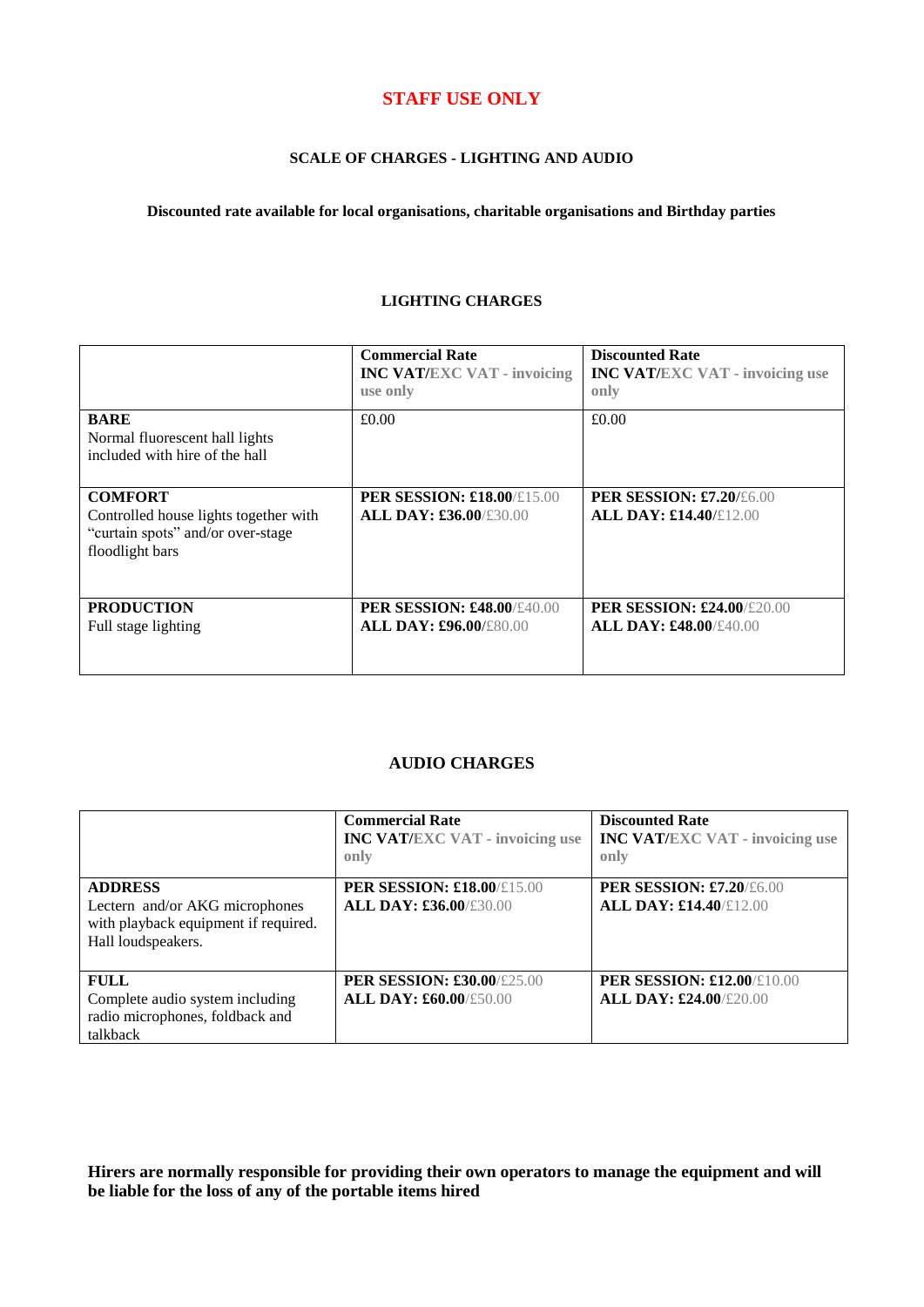# STAFF USE ONLY

## SCALE OF CHARGES - LIGHTING AND AUDIO

**Discounted rate available for local organisations, charitable organisations and Birthday parties**

### LIGHTING CHARGES

| | **Commercial Rate**<br>**INC VAT/EXC VAT - invoicing use only** | **Discounted Rate**<br>**INC VAT/EXC VAT - invoicing use only** |
|---|---|---|
| **BARE**<br>Normal fluorescent hall lights included with hire of the hall | £0.00 | £0.00 |
| **COMFORT**<br>Controlled house lights together with "curtain spots" and/or over-stage floodlight bars | **PER SESSION: £18.00**/£15.00<br>**ALL DAY: £36.00**/£30.00 | **PER SESSION: £7.20**/£6.00<br>**ALL DAY: £14.40**/£12.00 |
| **PRODUCTION**<br>Full stage lighting | **PER SESSION: £48.00**/£40.00<br>**ALL DAY: £96.00**/£80.00 | **PER SESSION: £24.00**/£20.00<br>**ALL DAY: £48.00**/£40.00 |

### AUDIO CHARGES

| | **Commercial Rate**<br>**INC VAT/EXC VAT - invoicing use only** | **Discounted Rate**<br>**INC VAT/EXC VAT - invoicing use only** |
|---|---|---|
| **ADDRESS**<br>Lectern and/or AKG microphones with playback equipment if required. Hall loudspeakers. | **PER SESSION: £18.00**/£15.00<br>**ALL DAY: £36.00**/£30.00 | **PER SESSION: £7.20**/£6.00<br>**ALL DAY: £14.40**/£12.00 |
| **FULL**<br>Complete audio system including radio microphones, foldback and talkback | **PER SESSION: £30.00**/£25.00<br>**ALL DAY: £60.00**/£50.00 | **PER SESSION: £12.00**/£10.00<br>**ALL DAY: £24.00**/£20.00 |

**Hirers are normally responsible for providing their own operators to manage the equipment and will be liable for the loss of any of the portable items hired**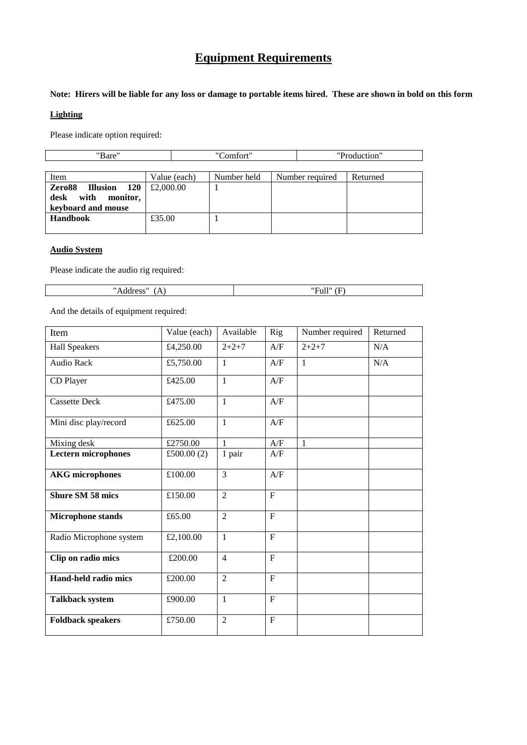# Equipment Requirements

**Note: Hirers will be liable for any loss or damage to portable items hired. These are shown in bold on this form**

**Lighting**

Please indicate option required:

| | | |
|---|---|---|
| "Bare" | "Comfort" | "Production" |

| Item | Value (each) | Number held | Number required | Returned |
|---|---|---|---|---|
| **Zero88 Illusion 120 desk with monitor, keyboard and mouse** | £2,000.00 | 1 | | |
| **Handbook** | £35.00 | 1 | | |

**Audio System**

Please indicate the audio rig required:

| | |
|---|---|
| "Address" (A) | "Full" (F) |

And the details of equipment required:

| Item | Value (each) | Available | Rig | Number required | Returned |
|---|---|---|---|---|---|
| Hall Speakers | £4,250.00 | 2+2+7 | A/F | 2+2+7 | N/A |
| Audio Rack | £5,750.00 | 1 | A/F | 1 | N/A |
| CD Player | £425.00 | 1 | A/F | | |
| Cassette Deck | £475.00 | 1 | A/F | | |
| Mini disc play/record | £625.00 | 1 | A/F | | |
| Mixing desk | £2750.00 | 1 | A/F | 1 | |
| **Lectern microphones** | £500.00 (2) | 1 pair | A/F | | |
| **AKG microphones** | £100.00 | 3 | A/F | | |
| **Shure SM 58 mics** | £150.00 | 2 | F | | |
| **Microphone stands** | £65.00 | 2 | F | | |
| Radio Microphone system | £2,100.00 | 1 | F | | |
| **Clip on radio mics** | £200.00 | 4 | F | | |
| **Hand-held radio mics** | £200.00 | 2 | F | | |
| **Talkback system** | £900.00 | 1 | F | | |
| **Foldback speakers** | £750.00 | 2 | F | | |